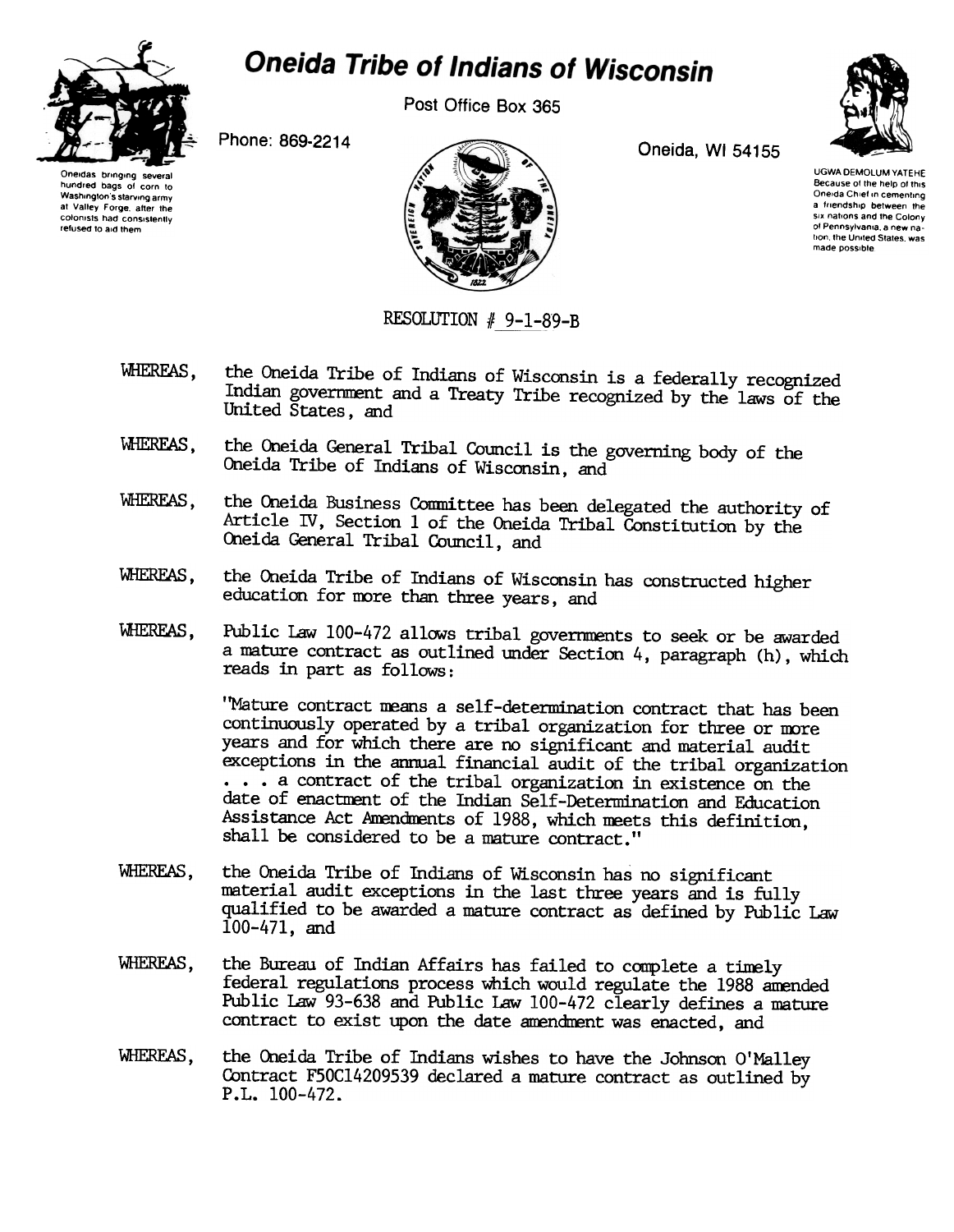# Oneida Tribe of Indians of Wisconsin

Post Office Box 365

Phone: 869-2214

Oneida, WI 54155

Oneidas bringing several hundred bags of corn to Washington's starving army at Valley Forge, after the colonists had consistently refused to aid them

UGWA DEMOLUM YATEHE
Because of the help of this Oneida Chief in cementing a friendship between the six nations and the Colony of Pennsylvania, a new nation, the United States, was made possible

RESOLUTION # 9-1-89-B

WHEREAS, the Oneida Tribe of Indians of Wisconsin is a federally recognized Indian government and a Treaty Tribe recognized by the laws of the United States, and

WHEREAS, the Oneida General Tribal Council is the governing body of the Oneida Tribe of Indians of Wisconsin, and

WHEREAS, the Oneida Business Committee has been delegated the authority of Article IV, Section 1 of the Oneida Tribal Constitution by the Oneida General Tribal Council, and

WHEREAS, the Oneida Tribe of Indians of Wisconsin has constructed higher education for more than three years, and

WHEREAS, Public Law 100-472 allows tribal governments to seek or be awarded a mature contract as outlined under Section 4, paragraph (h), which reads in part as follows:

> "Mature contract means a self-determination contract that has been continuously operated by a tribal organization for three or more years and for which there are no significant and material audit exceptions in the annual financial audit of the tribal organization . . . a contract of the tribal organization in existence on the date of enactment of the Indian Self-Determination and Education Assistance Act Amendments of 1988, which meets this definition, shall be considered to be a mature contract."

WHEREAS, the Oneida Tribe of Indians of Wisconsin has no significant material audit exceptions in the last three years and is fully qualified to be awarded a mature contract as defined by Public Law 100-471, and

WHEREAS, the Bureau of Indian Affairs has failed to complete a timely federal regulations process which would regulate the 1988 amended Public Law 93-638 and Public Law 100-472 clearly defines a mature contract to exist upon the date amendment was enacted, and

WHEREAS, the Oneida Tribe of Indians wishes to have the Johnson O'Malley Contract F50C14209539 declared a mature contract as outlined by P.L. 100-472.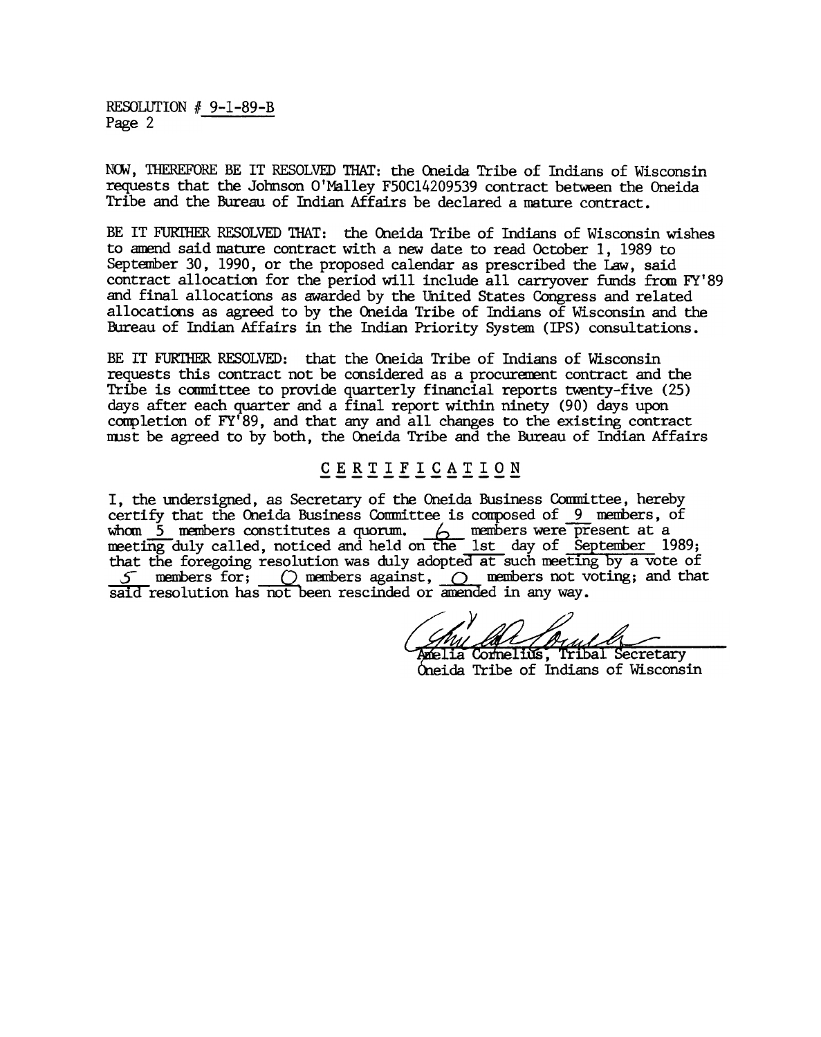RESOLUTION # 9-1-89-B
Page 2

NOW, THEREFORE BE IT RESOLVED THAT: the Oneida Tribe of Indians of Wisconsin requests that the Johnson O'Malley F50C14209539 contract between the Oneida Tribe and the Bureau of Indian Affairs be declared a mature contract.

BE IT FURTHER RESOLVED THAT: the Oneida Tribe of Indians of Wisconsin wishes to amend said mature contract with a new date to read October 1, 1989 to September 30, 1990, or the proposed calendar as prescribed the Law, said contract allocation for the period will include all carryover funds from FY'89 and final allocations as awarded by the United States Congress and related allocations as agreed to by the Oneida Tribe of Indians of Wisconsin and the Bureau of Indian Affairs in the Indian Priority System (IPS) consultations.

BE IT FURTHER RESOLVED: that the Oneida Tribe of Indians of Wisconsin requests this contract not be considered as a procurement contract and the Tribe is committee to provide quarterly financial reports twenty-five (25) days after each quarter and a final report within ninety (90) days upon completion of FY'89, and that any and all changes to the existing contract must be agreed to by both, the Oneida Tribe and the Bureau of Indian Affairs

## CERTIFICATION

I, the undersigned, as Secretary of the Oneida Business Committee, hereby certify that the Oneida Business Committee is composed of 9 members, of whom 5 members constitutes a quorum. 6 members were present at a meeting duly called, noticed and held on the 1st day of September 1989; that the foregoing resolution was duly adopted at such meeting by a vote of 5 members for; 0 members against, 0 members not voting; and that said resolution has not been rescinded or amended in any way.

Amelia Cornelius, Tribal Secretary
Oneida Tribe of Indians of Wisconsin